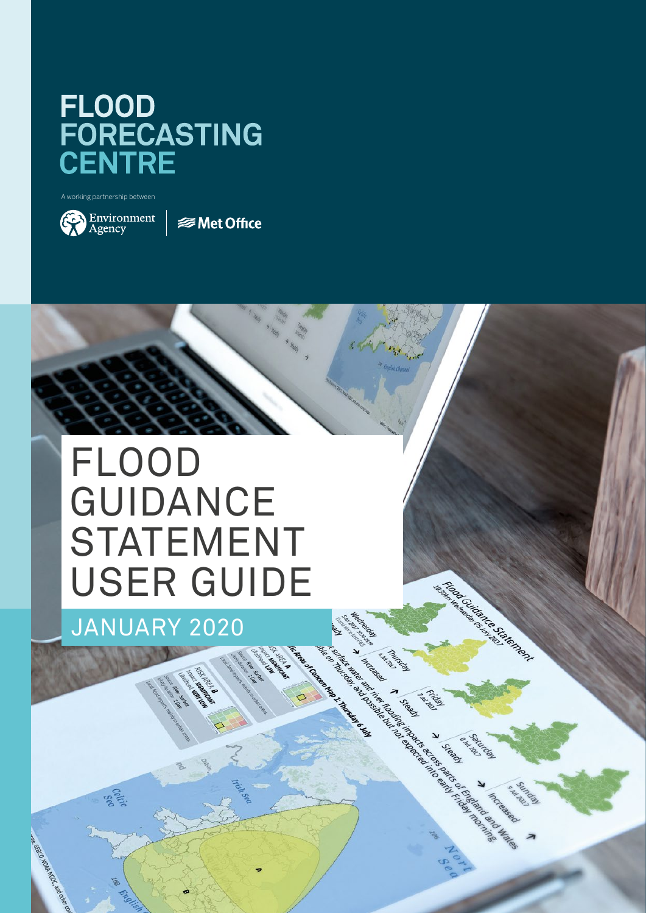# FLOOD FORECASTING CENTRE

A working partnership between

Environment Agency | Met Office

# FLOOD GUIDANCE STATEMENT USER GUIDE

## JANUARY 2020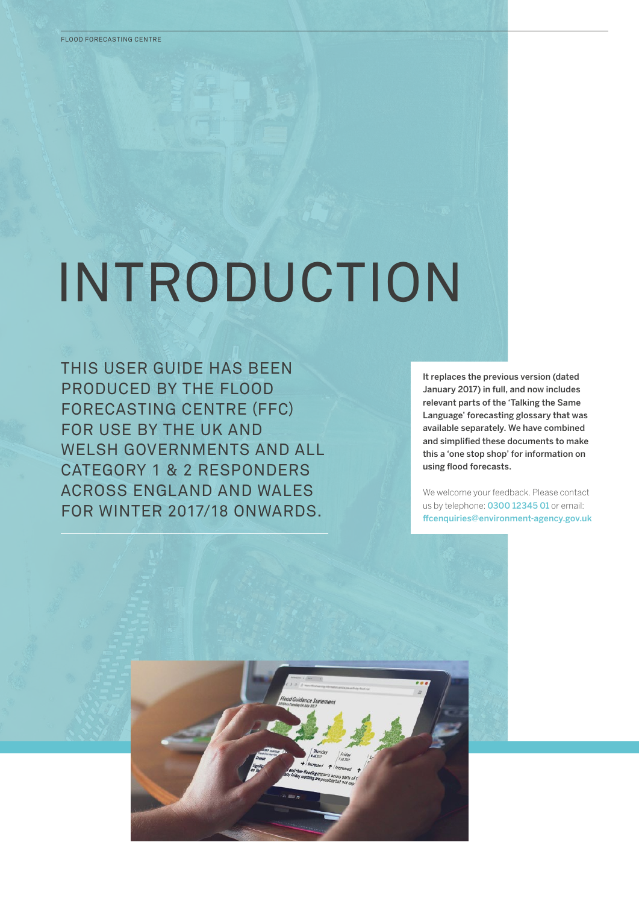# INTRODUCTION

THIS USER GUIDE HAS BEEN PRODUCED BY THE FLOOD FORECASTING CENTRE (FFC) FOR USE BY THE UK AND WELSH GOVERNMENTS AND ALL CATEGORY 1 & 2 RESPONDERS ACROSS ENGLAND AND WALES FOR WINTER 2017/18 ONWARDS.

**It replaces the previous version (dated January 2017) in full, and now includes relevant parts of the 'Talking the Same Language' forecasting glossary that was available separately. We have combined and simplified these documents to make this a 'one stop shop' for information on using flood forecasts.**

We welcome your feedback. Please contact us by telephone: 0300 12345 01 or email: ffcenquiries@environment-agency.gov.uk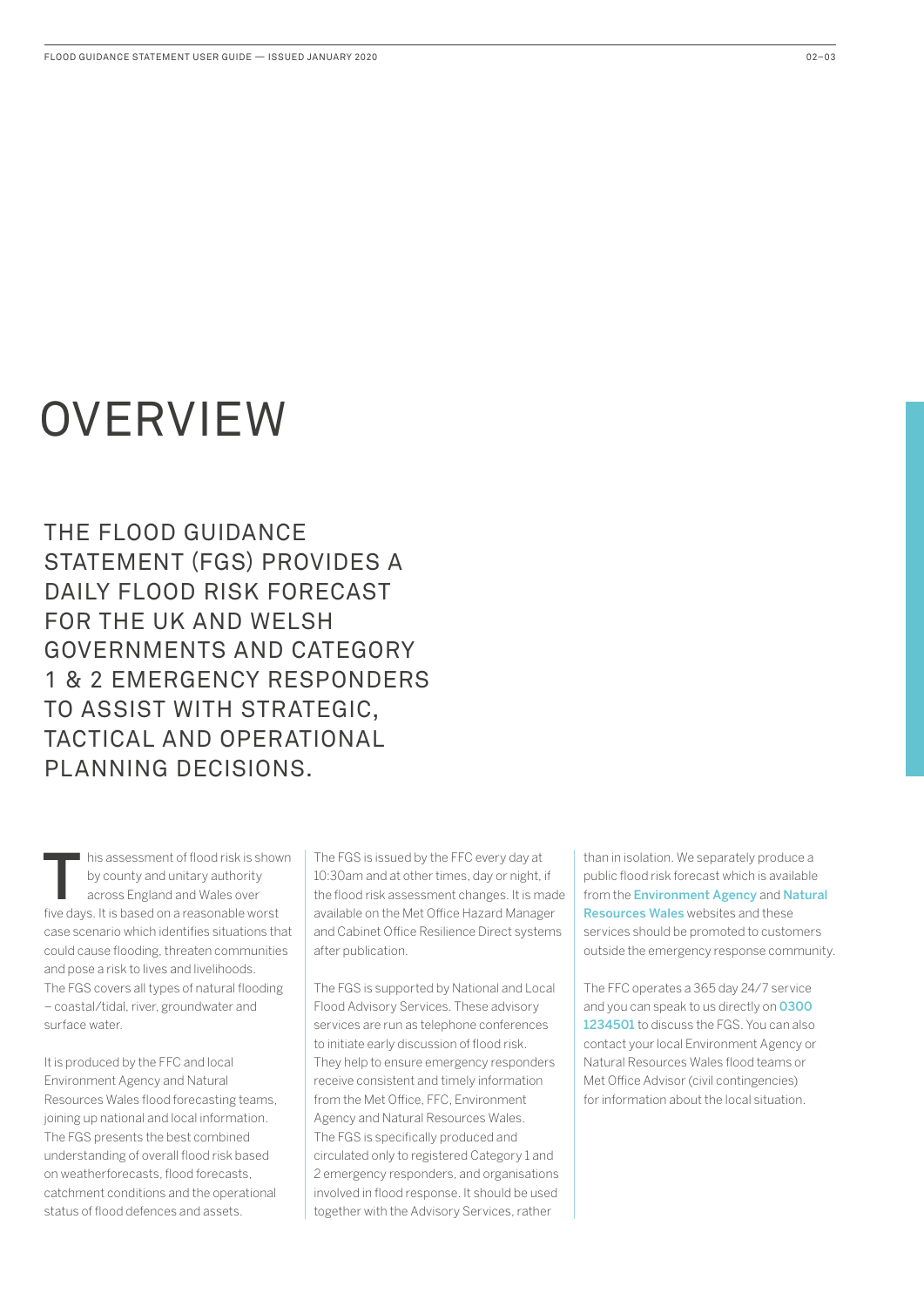# OVERVIEW

## THE FLOOD GUIDANCE STATEMENT (FGS) PROVIDES A DAILY FLOOD RISK FORECAST FOR THE UK AND WELSH GOVERNMENTS AND CATEGORY 1 & 2 EMERGENCY RESPONDERS TO ASSIST WITH STRATEGIC, TACTICAL AND OPERATIONAL PLANNING DECISIONS.

This assessment of flood risk is shown by county and unitary authority across England and Wales over five days. It is based on a reasonable worst case scenario which identifies situations that could cause flooding, threaten communities and pose a risk to lives and livelihoods. The FGS covers all types of natural flooding – coastal/tidal, river, groundwater and surface water.

It is produced by the FFC and local Environment Agency and Natural Resources Wales flood forecasting teams, joining up national and local information. The FGS presents the best combined understanding of overall flood risk based on weatherforecasts, flood forecasts, catchment conditions and the operational status of flood defences and assets.

The FGS is issued by the FFC every day at 10:30am and at other times, day or night, if the flood risk assessment changes. It is made available on the Met Office Hazard Manager and Cabinet Office Resilience Direct systems after publication.

The FGS is supported by National and Local Flood Advisory Services. These advisory services are run as telephone conferences to initiate early discussion of flood risk. They help to ensure emergency responders receive consistent and timely information from the Met Office, FFC, Environment Agency and Natural Resources Wales. The FGS is specifically produced and circulated only to registered Category 1 and 2 emergency responders, and organisations involved in flood response. It should be used together with the Advisory Services, rather than in isolation. We separately produce a public flood risk forecast which is available from the Environment Agency and Natural Resources Wales websites and these services should be promoted to customers outside the emergency response community.

The FFC operates a 365 day 24/7 service and you can speak to us directly on 0300 1234501 to discuss the FGS. You can also contact your local Environment Agency or Natural Resources Wales flood teams or Met Office Advisor (civil contingencies) for information about the local situation.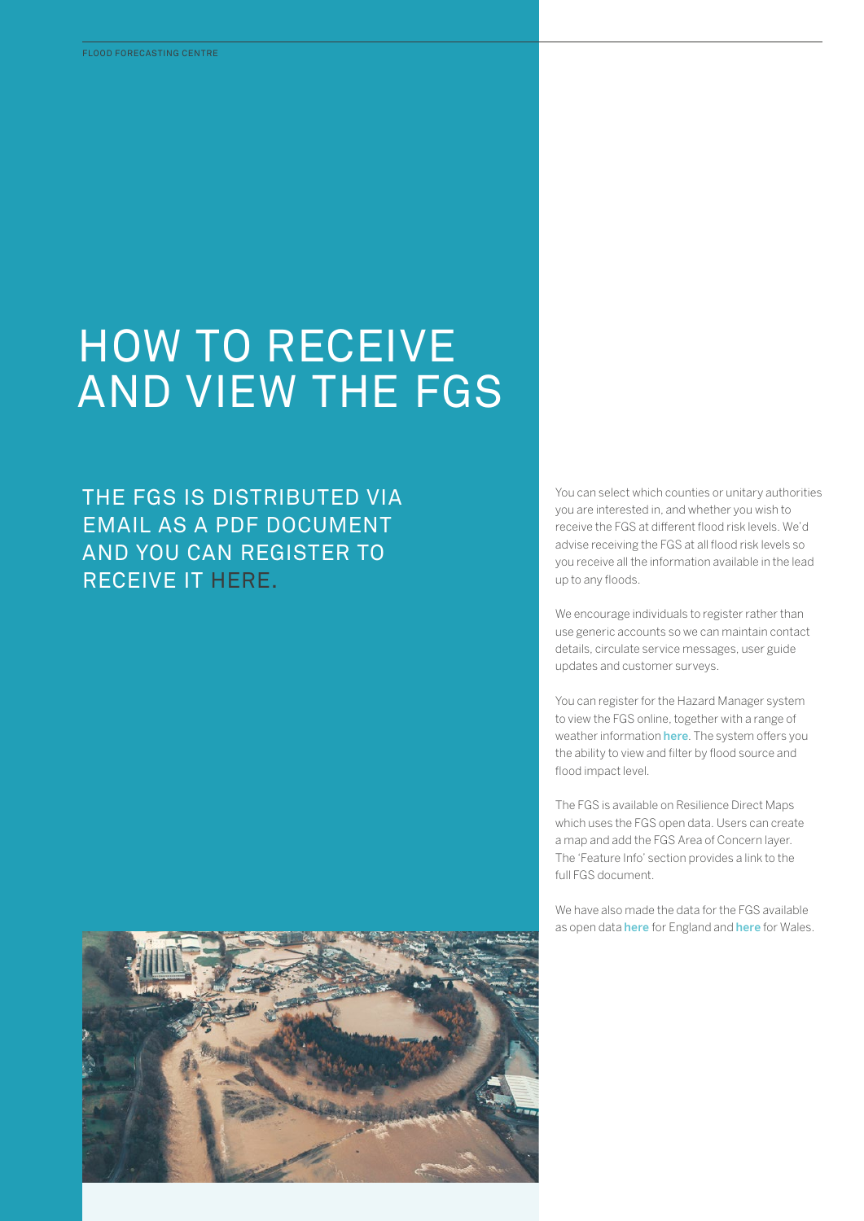# HOW TO RECEIVE AND VIEW THE FGS

## THE FGS IS DISTRIBUTED VIA EMAIL AS A PDF DOCUMENT AND YOU CAN REGISTER TO RECEIVE IT HERE.

You can select which counties or unitary authorities you are interested in, and whether you wish to receive the FGS at different flood risk levels. We'd advise receiving the FGS at all flood risk levels so you receive all the information available in the lead up to any floods.

We encourage individuals to register rather than use generic accounts so we can maintain contact details, circulate service messages, user guide updates and customer surveys.

You can register for the Hazard Manager system to view the FGS online, together with a range of weather information **here**. The system offers you the ability to view and filter by flood source and flood impact level.

The FGS is available on Resilience Direct Maps which uses the FGS open data. Users can create a map and add the FGS Area of Concern layer. The 'Feature Info' section provides a link to the full FGS document.

We have also made the data for the FGS available as open data **here** for England and **here** for Wales.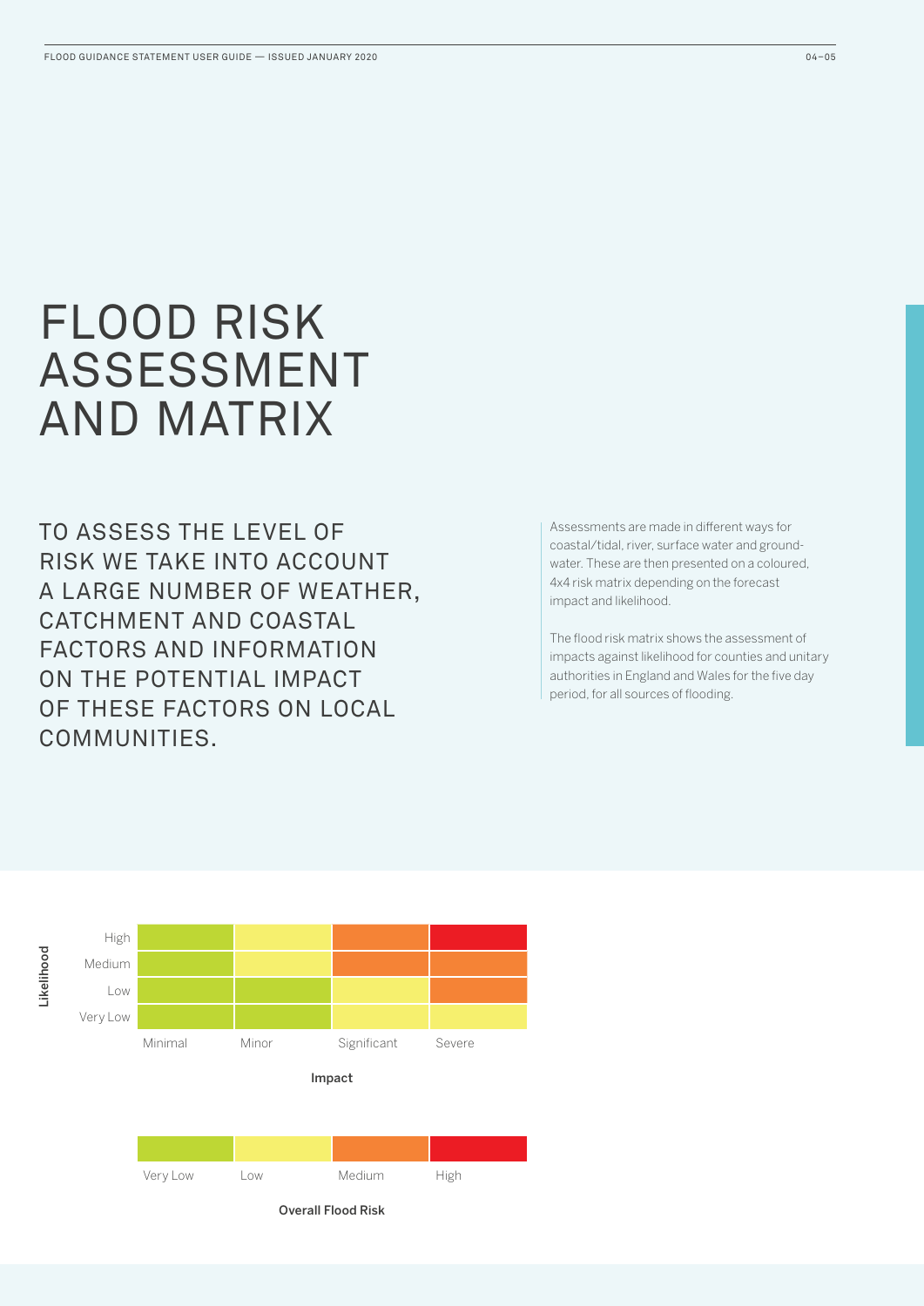# FLOOD RISK ASSESSMENT AND MATRIX

## TO ASSESS THE LEVEL OF RISK WE TAKE INTO ACCOUNT A LARGE NUMBER OF WEATHER, CATCHMENT AND COASTAL FACTORS AND INFORMATION ON THE POTENTIAL IMPACT OF THESE FACTORS ON LOCAL COMMUNITIES.

Assessments are made in different ways for coastal/tidal, river, surface water and groundwater. These are then presented on a coloured, 4x4 risk matrix depending on the forecast impact and likelihood.

The flood risk matrix shows the assessment of impacts against likelihood for counties and unitary authorities in England and Wales for the five day period, for all sources of flooding.

| Likelihood \ Impact | Minimal | Minor | Significant | Severe |
|---|---|---|---|---|
| High | Very Low | Low | Medium | High |
| Medium | Very Low | Low | Medium | Medium |
| Low | Very Low | Very Low | Low | Medium |
| Very Low | Very Low | Very Low | Low | Low |

**Overall Flood Risk:** Very Low | Low | Medium | High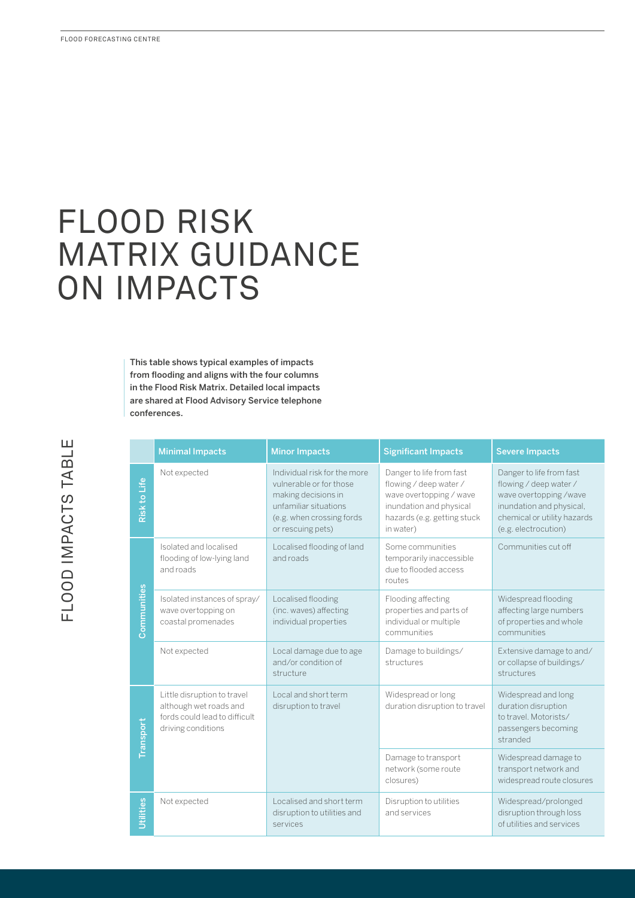# FLOOD RISK MATRIX GUIDANCE ON IMPACTS

**This table shows typical examples of impacts from flooding and aligns with the four columns in the Flood Risk Matrix. Detailed local impacts are shared at Flood Advisory Service telephone conferences.**

## FLOOD IMPACTS TABLE

| | Minimal Impacts | Minor Impacts | Significant Impacts | Severe Impacts |
|---|---|---|---|---|
| Risk to Life | Not expected | Individual risk for the more vulnerable or for those making decisions in unfamiliar situations (e.g. when crossing fords or rescuing pets) | Danger to life from fast flowing / deep water / wave overtopping / wave inundation and physical hazards (e.g. getting stuck in water) | Danger to life from fast flowing / deep water / wave overtopping /wave inundation and physical, chemical or utility hazards (e.g. electrocution) |
| Communities | Isolated and localised flooding of low-lying land and roads | Localised flooding of land and roads | Some communities temporarily inaccessible due to flooded access routes | Communities cut off |
| Communities | Isolated instances of spray/ wave overtopping on coastal promenades | Localised flooding (inc. waves) affecting individual properties | Flooding affecting properties and parts of individual or multiple communities | Widespread flooding affecting large numbers of properties and whole communities |
| Communities | Not expected | Local damage due to age and/or condition of structure | Damage to buildings/ structures | Extensive damage to and/ or collapse of buildings/ structures |
| Transport | Little disruption to travel although wet roads and fords could lead to difficult driving conditions | Local and short term disruption to travel | Widespread or long duration disruption to travel | Widespread and long duration disruption to travel. Motorists/ passengers becoming stranded |
| Transport | | | Damage to transport network (some route closures) | Widespread damage to transport network and widespread route closures |
| Utilities | Not expected | Localised and short term disruption to utilities and services | Disruption to utilities and services | Widespread/prolonged disruption through loss of utilities and services |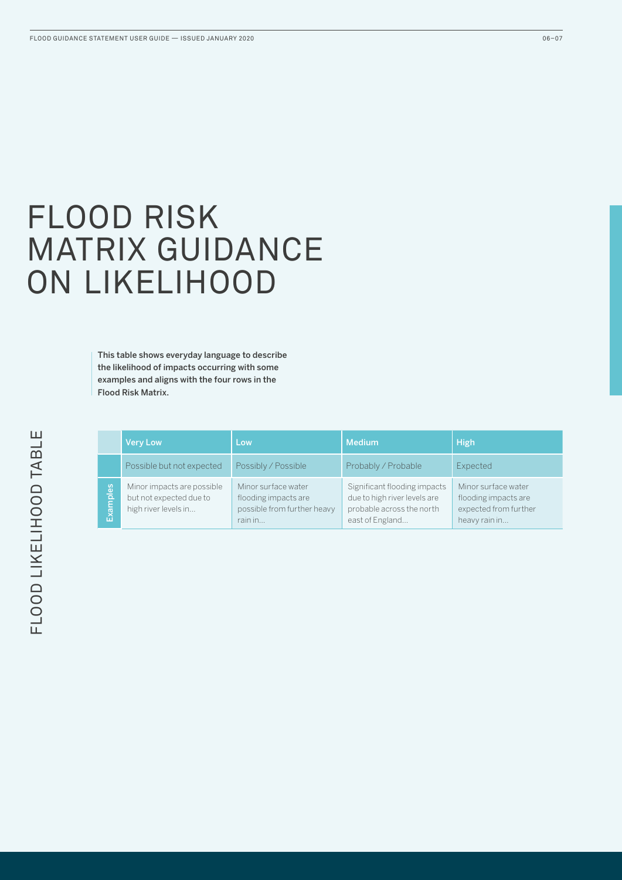# FLOOD RISK MATRIX GUIDANCE ON LIKELIHOOD

**This table shows everyday language to describe the likelihood of impacts occurring with some examples and aligns with the four rows in the Flood Risk Matrix.**

## FLOOD LIKELIHOOD TABLE

| | Very Low | Low | Medium | High |
|---|---|---|---|---|
| | Possible but not expected | Possibly / Possible | Probably / Probable | Expected |
| Examples | Minor impacts are possible but not expected due to high river levels in... | Minor surface water flooding impacts are possible from further heavy rain in... | Significant flooding impacts due to high river levels are probable across the north east of England... | Minor surface water flooding impacts are expected from further heavy rain in... |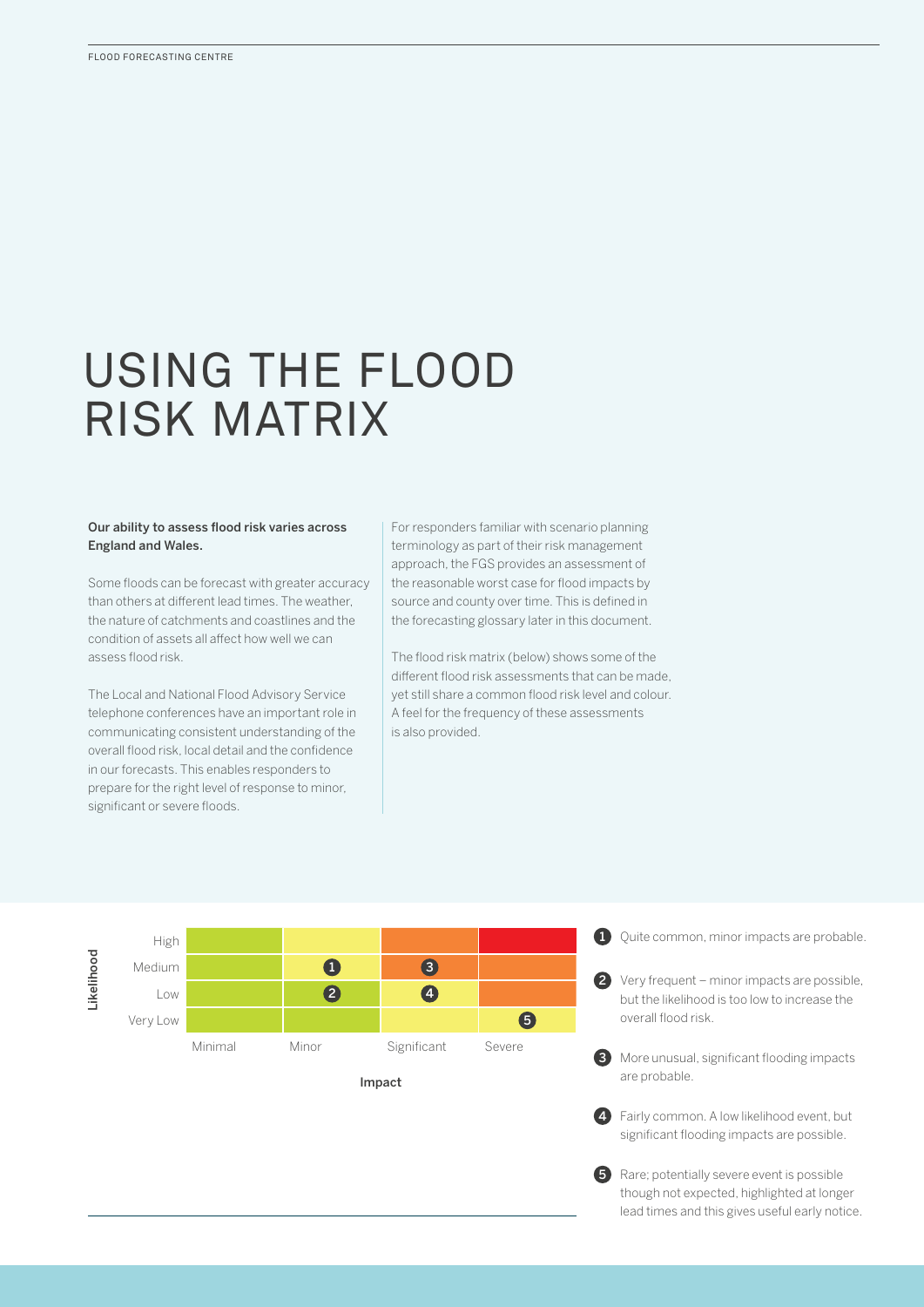# USING THE FLOOD RISK MATRIX

**Our ability to assess flood risk varies across England and Wales.**

Some floods can be forecast with greater accuracy than others at different lead times. The weather, the nature of catchments and coastlines and the condition of assets all affect how well we can assess flood risk.

The Local and National Flood Advisory Service telephone conferences have an important role in communicating consistent understanding of the overall flood risk, local detail and the confidence in our forecasts. This enables responders to prepare for the right level of response to minor, significant or severe floods.

For responders familiar with scenario planning terminology as part of their risk management approach, the FGS provides an assessment of the reasonable worst case for flood impacts by source and county over time. This is defined in the forecasting glossary later in this document.

The flood risk matrix (below) shows some of the different flood risk assessments that can be made, yet still share a common flood risk level and colour. A feel for the frequency of these assessments is also provided.

| Likelihood | Minimal | Minor | Significant | Severe |
|---|---|---|---|---|
| High | | | | |
| Medium | | 1 | 3 | |
| Low | | 2 | 4 | |
| Very Low | | | | 5 |

Impact

1. Quite common, minor impacts are probable.
2. Very frequent – minor impacts are possible, but the likelihood is too low to increase the overall flood risk.
3. More unusual, significant flooding impacts are probable.
4. Fairly common. A low likelihood event, but significant flooding impacts are possible.
5. Rare; potentially severe event is possible though not expected, highlighted at longer lead times and this gives useful early notice.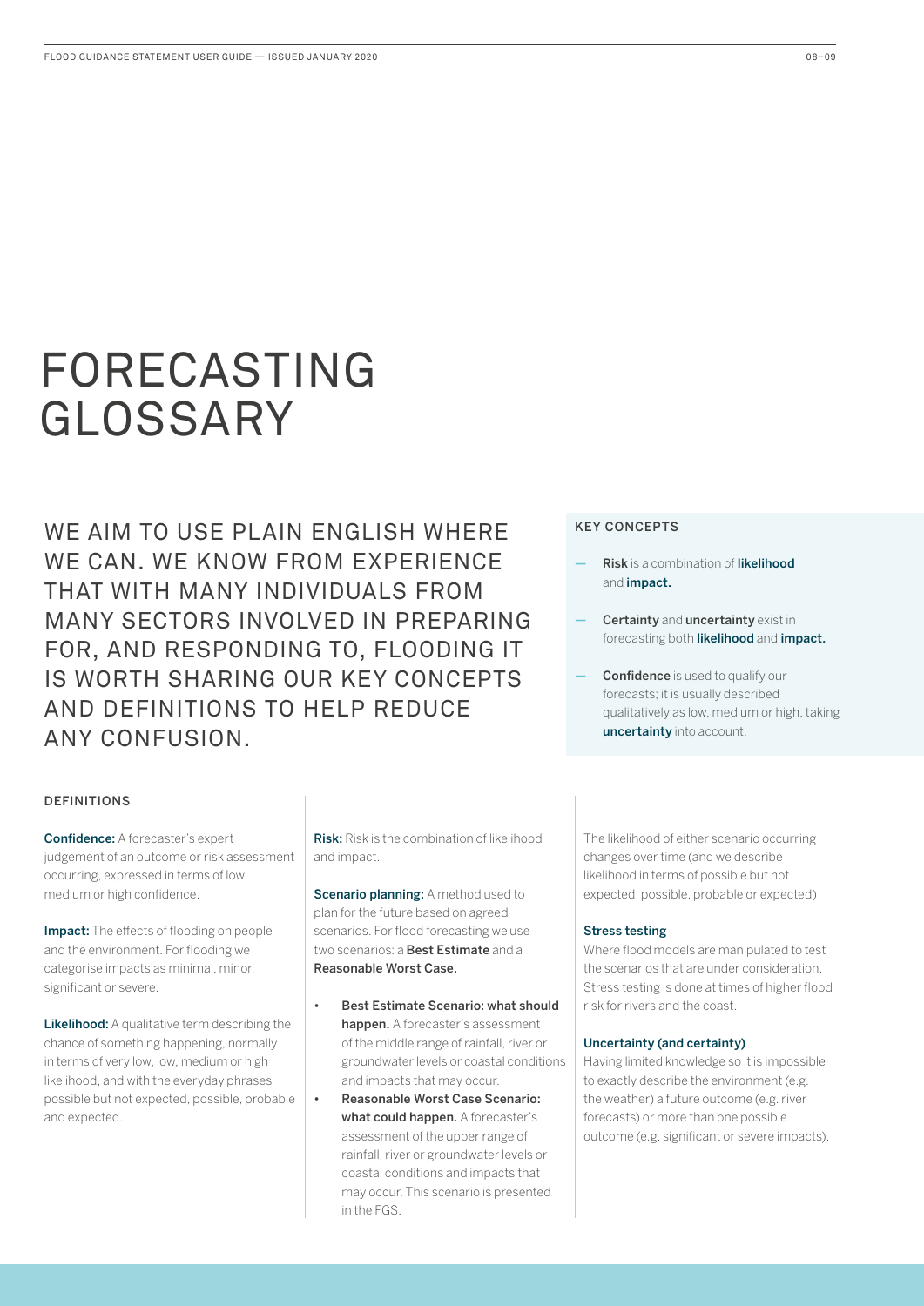# FORECASTING GLOSSARY

WE AIM TO USE PLAIN ENGLISH WHERE WE CAN. WE KNOW FROM EXPERIENCE THAT WITH MANY INDIVIDUALS FROM MANY SECTORS INVOLVED IN PREPARING FOR, AND RESPONDING TO, FLOODING IT IS WORTH SHARING OUR KEY CONCEPTS AND DEFINITIONS TO HELP REDUCE ANY CONFUSION.

## KEY CONCEPTS

- **Risk** is a combination of **likelihood** and **impact.**
- **Certainty** and **uncertainty** exist in forecasting both **likelihood** and **impact.**
- **Confidence** is used to qualify our forecasts; it is usually described qualitatively as low, medium or high, taking **uncertainty** into account.

## DEFINITIONS

**Confidence:** A forecaster's expert judgement of an outcome or risk assessment occurring, expressed in terms of low, medium or high confidence.

**Impact:** The effects of flooding on people and the environment. For flooding we categorise impacts as minimal, minor, significant or severe.

**Likelihood:** A qualitative term describing the chance of something happening, normally in terms of very low, low, medium or high likelihood, and with the everyday phrases possible but not expected, possible, probable and expected.

**Risk:** Risk is the combination of likelihood and impact.

**Scenario planning:** A method used to plan for the future based on agreed scenarios. For flood forecasting we use two scenarios: a **Best Estimate** and a **Reasonable Worst Case.**

- **Best Estimate Scenario: what should happen.** A forecaster's assessment of the middle range of rainfall, river or groundwater levels or coastal conditions and impacts that may occur.
- **Reasonable Worst Case Scenario: what could happen.** A forecaster's assessment of the upper range of rainfall, river or groundwater levels or coastal conditions and impacts that may occur. This scenario is presented in the FGS.

The likelihood of either scenario occurring changes over time (and we describe likelihood in terms of possible but not expected, possible, probable or expected)

**Stress testing**

Where flood models are manipulated to test the scenarios that are under consideration. Stress testing is done at times of higher flood risk for rivers and the coast.

**Uncertainty (and certainty)**

Having limited knowledge so it is impossible to exactly describe the environment (e.g. the weather) a future outcome (e.g. river forecasts) or more than one possible outcome (e.g. significant or severe impacts).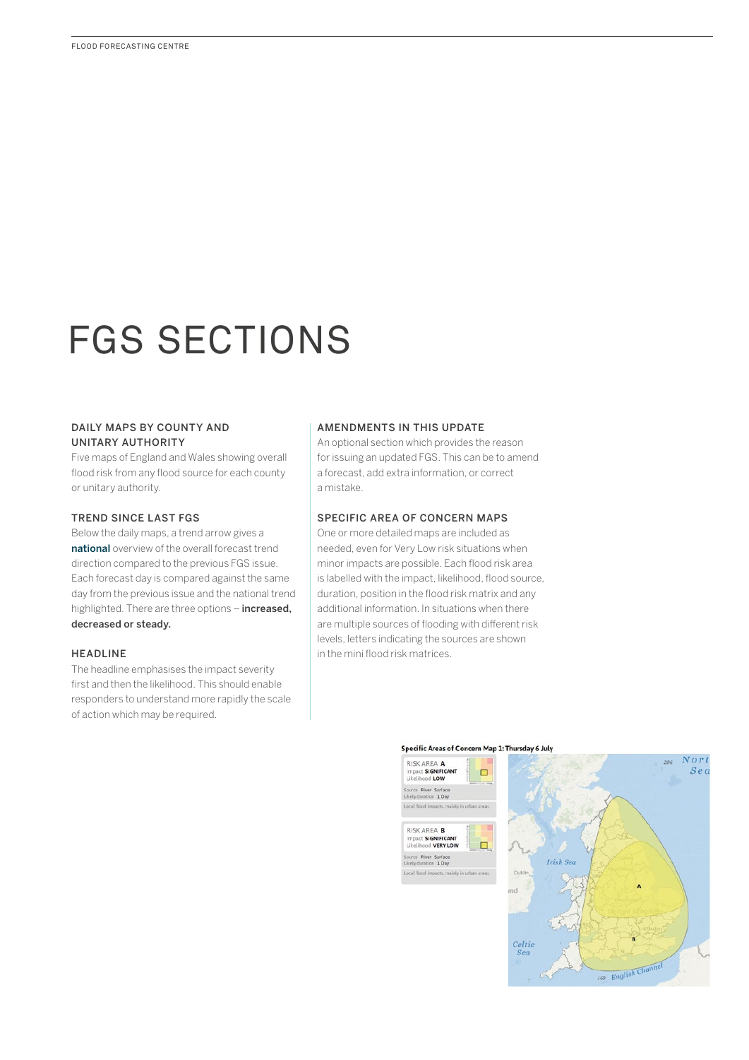# FGS SECTIONS

### DAILY MAPS BY COUNTY AND UNITARY AUTHORITY

Five maps of England and Wales showing overall flood risk from any flood source for each county or unitary authority.

### TREND SINCE LAST FGS

Below the daily maps, a trend arrow gives a **national** overview of the overall forecast trend direction compared to the previous FGS issue. Each forecast day is compared against the same day from the previous issue and the national trend highlighted. There are three options – **increased, decreased or steady.**

### HEADLINE

The headline emphasises the impact severity first and then the likelihood. This should enable responders to understand more rapidly the scale of action which may be required.

### AMENDMENTS IN THIS UPDATE

An optional section which provides the reason for issuing an updated FGS. This can be to amend a forecast, add extra information, or correct a mistake.

### SPECIFIC AREA OF CONCERN MAPS

One or more detailed maps are included as needed, even for Very Low risk situations when minor impacts are possible. Each flood risk area is labelled with the impact, likelihood, flood source, duration, position in the flood risk matrix and any additional information. In situations when there are multiple sources of flooding with different risk levels, letters indicating the sources are shown in the mini flood risk matrices.

**Specific Areas of Concern Map 1: Thursday 6 July**

RISK AREA **A**
Impact **SIGNIFICANT**
Likelihood **LOW**
Source River Surface
Likely duration 1 Day
Local flood impacts, mainly in urban areas.

RISK AREA **B**
Impact **SIGNIFICANT**
Likelihood **VERY LOW**
Source River Surface
Likely duration 1 Day
Local flood impacts, mainly in urban areas.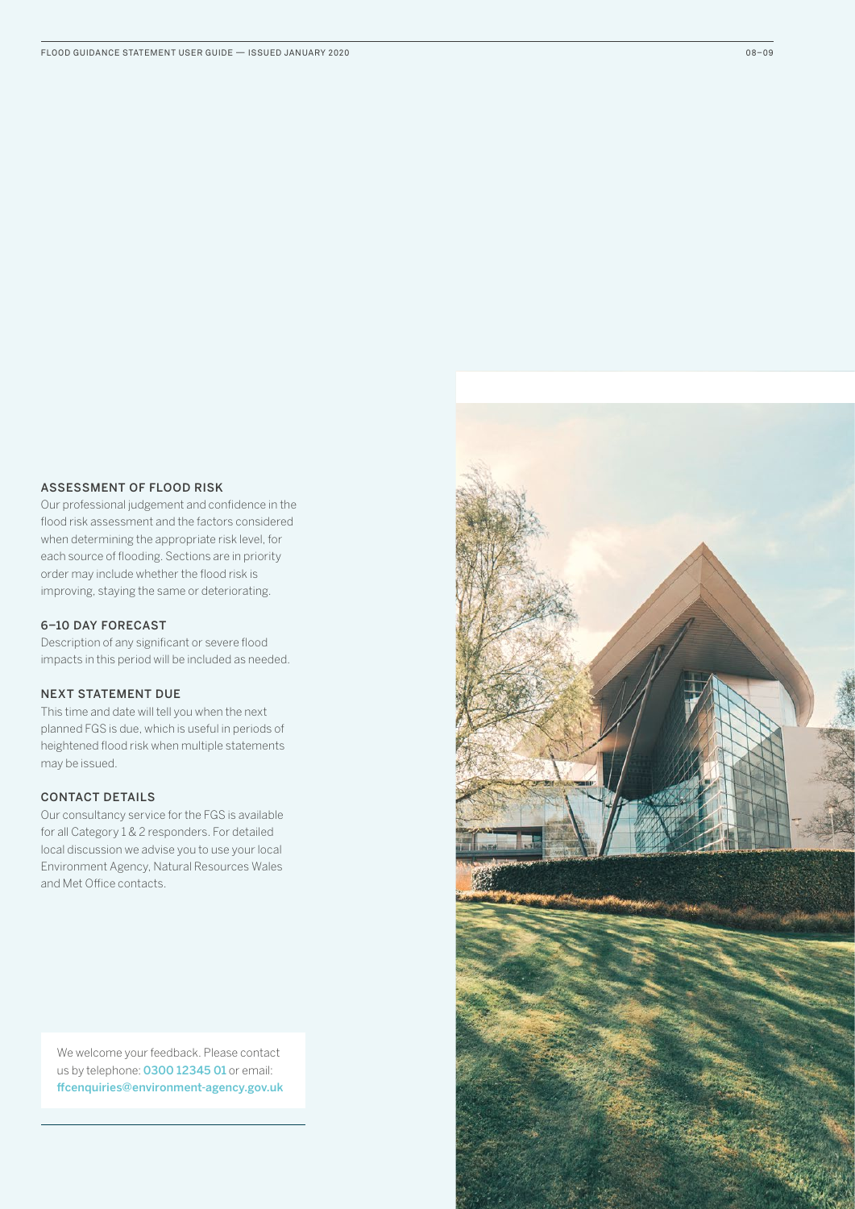### ASSESSMENT OF FLOOD RISK

Our professional judgement and confidence in the flood risk assessment and the factors considered when determining the appropriate risk level, for each source of flooding. Sections are in priority order may include whether the flood risk is improving, staying the same or deteriorating.

### 6–10 DAY FORECAST

Description of any significant or severe flood impacts in this period will be included as needed.

### NEXT STATEMENT DUE

This time and date will tell you when the next planned FGS is due, which is useful in periods of heightened flood risk when multiple statements may be issued.

### CONTACT DETAILS

Our consultancy service for the FGS is available for all Category 1 & 2 responders. For detailed local discussion we advise you to use your local Environment Agency, Natural Resources Wales and Met Office contacts.

We welcome your feedback. Please contact us by telephone: **0300 12345 01** or email: **ffcenquiries@environment-agency.gov.uk**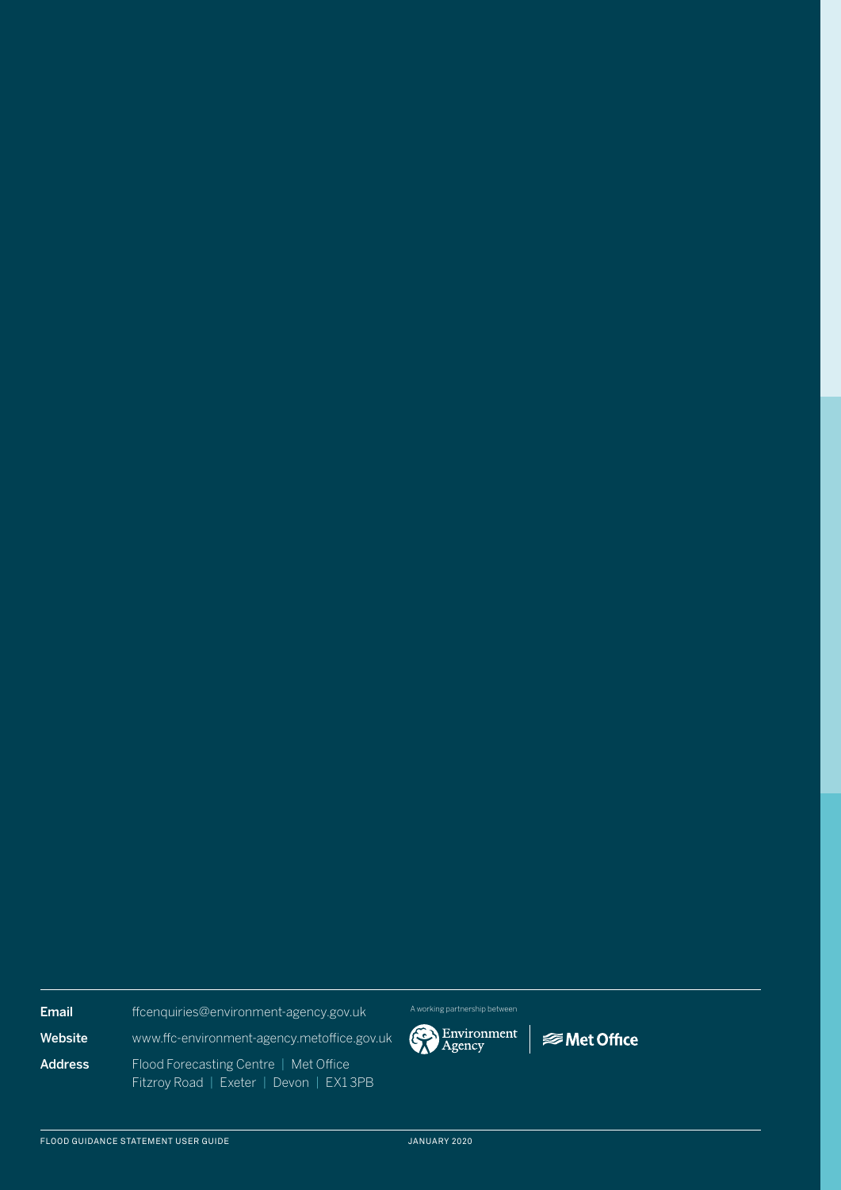**Email** ffcenquiries@environment-agency.gov.uk

**Website** www.ffc-environment-agency.metoffice.gov.uk

**Address** Flood Forecasting Centre | Met Office
Fitzroy Road | Exeter | Devon | EX1 3PB

A working partnership between

Environment Agency | Met Office

FLOOD GUIDANCE STATEMENT USER GUIDE

JANUARY 2020